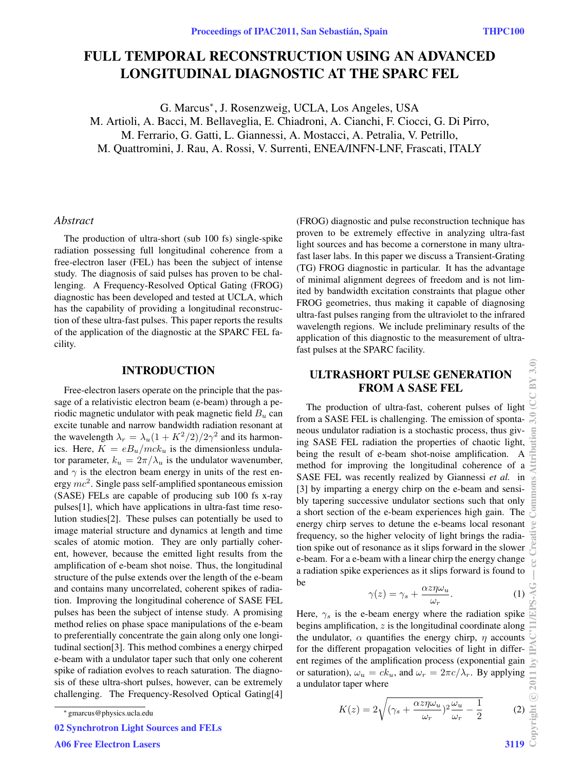# FULL TEMPORAL RECONSTRUCTION USING AN ADVANCED LONGITUDINAL DIAGNOSTIC AT THE SPARC FEL

G. Marcus*, J. Rosenzweig, UCLA, Los Angeles, USA
M. Artioli, A. Bacci, M. Bellaveglia, E. Chiadroni, A. Cianchi, F. Ciocci, G. Di Pirro, M. Ferrario, G. Gatti, L. Giannessi, A. Mostacci, A. Petralia, V. Petrillo, M. Quattromini, J. Rau, A. Rossi, V. Surrenti, ENEA/INFN-LNF, Frascati, ITALY

### *Abstract*

The production of ultra-short (sub 100 fs) single-spike radiation possessing full longitudinal coherence from a free-electron laser (FEL) has been the subject of intense study. The diagnosis of said pulses has proven to be challenging. A Frequency-Resolved Optical Gating (FROG) diagnostic has been developed and tested at UCLA, which has the capability of providing a longitudinal reconstruction of these ultra-fast pulses. This paper reports the results of the application of the diagnostic at the SPARC FEL facility.

## INTRODUCTION

Free-electron lasers operate on the principle that the passage of a relativistic electron beam (e-beam) through a periodic magnetic undulator with peak magnetic field $B_u$ can excite tunable and narrow bandwidth radiation resonant at the wavelength $\lambda_r = \lambda_u(1 + K^2/2)/2\gamma^2$ and its harmonics. Here, $K = eB_u/mck_u$ is the dimensionless undulator parameter, $k_u = 2\pi/\lambda_u$ is the undulator wavenumber, and $\gamma$ is the electron beam energy in units of the rest energy $mc^2$. Single pass self-amplified spontaneous emission (SASE) FELs are capable of producing sub 100 fs x-ray pulses[1], which have applications in ultra-fast time resolution studies[2]. These pulses can potentially be used to image material structure and dynamics at length and time scales of atomic motion. They are only partially coherent, however, because the emitted light results from the amplification of e-beam shot noise. Thus, the longitudinal structure of the pulse extends over the length of the e-beam and contains many uncorrelated, coherent spikes of radiation. Improving the longitudinal coherence of SASE FEL pulses has been the subject of intense study. A promising method relies on phase space manipulations of the e-beam to preferentially concentrate the gain along only one longitudinal section[3]. This method combines a energy chirped e-beam with a undulator taper such that only one coherent spike of radiation evolves to reach saturation. The diagnosis of these ultra-short pulses, however, can be extremely challenging. The Frequency-Resolved Optical Gating[4] (FROG) diagnostic and pulse reconstruction technique has proven to be extremely effective in analyzing ultra-fast light sources and has become a cornerstone in many ultrafast laser labs. In this paper we discuss a Transient-Grating (TG) FROG diagnostic in particular. It has the advantage of minimal alignment degrees of freedom and is not limited by bandwidth excitation constraints that plague other FROG geometries, thus making it capable of diagnosing ultra-fast pulses ranging from the ultraviolet to the infrared wavelength regions. We include preliminary results of the application of this diagnostic to the measurement of ultrafast pulses at the SPARC facility.

## ULTRASHORT PULSE GENERATION FROM A SASE FEL

The production of ultra-fast, coherent pulses of light from a SASE FEL is challenging. The emission of spontaneous undulator radiation is a stochastic process, thus giving SASE FEL radiation the properties of chaotic light, being the result of e-beam shot-noise amplification. A method for improving the longitudinal coherence of a SASE FEL was recently realized by Giannessi *et al.* in [3] by imparting a energy chirp on the e-beam and sensibly tapering successive undulator sections such that only a short section of the e-beam experiences high gain. The energy chirp serves to detune the e-beams local resonant frequency, so the higher velocity of light brings the radiation spike out of resonance as it slips forward in the slower e-beam. For a e-beam with a linear chirp the energy change a radiation spike experiences as it slips forward is found to be

$$\gamma(z) = \gamma_s + \frac{\alpha z \eta \omega_u}{\omega_r}. \quad (1)$$

Here, $\gamma_s$ is the e-beam energy where the radiation spike begins amplification, $z$ is the longitudinal coordinate along the undulator, $\alpha$ quantifies the energy chirp, $\eta$ accounts for the different propagation velocities of light in different regimes of the amplification process (exponential gain or saturation), $\omega_u = ck_u$, and $\omega_r = 2\pi c/\lambda_r$. By applying a undulator taper where

$$K(z) = 2\sqrt{(\gamma_s + \frac{\alpha z \eta \omega_u}{\omega_r})^2 \frac{\omega_u}{\omega_r} - \frac{1}{2}} \quad (2)$$

* gmarcus@physics.ucla.edu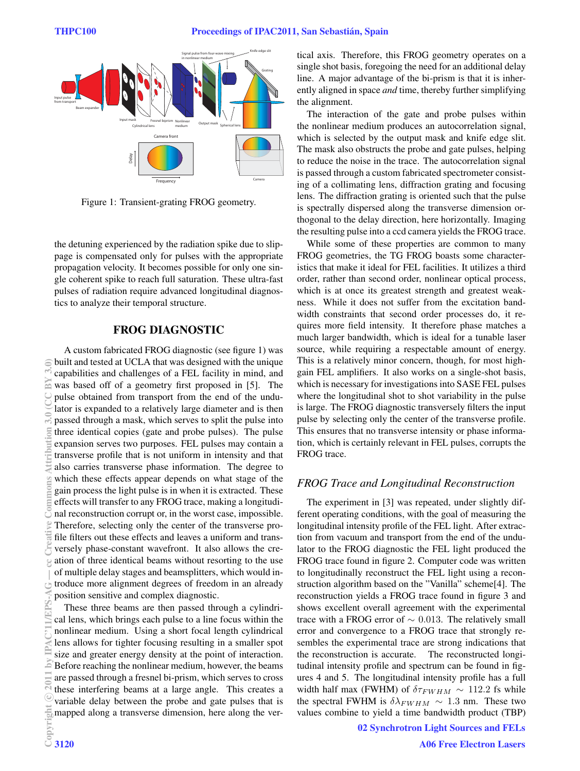Figure 1: Transient-grating FROG geometry.

the detuning experienced by the radiation spike due to slippage is compensated only for pulses with the appropriate propagation velocity. It becomes possible for only one single coherent spike to reach full saturation. These ultra-fast pulses of radiation require advanced longitudinal diagnostics to analyze their temporal structure.

## FROG DIAGNOSTIC

A custom fabricated FROG diagnostic (see figure 1) was built and tested at UCLA that was designed with the unique capabilities and challenges of a FEL facility in mind, and was based off of a geometry first proposed in [5]. The pulse obtained from transport from the end of the undulator is expanded to a relatively large diameter and is then passed through a mask, which serves to split the pulse into three identical copies (gate and probe pulses). The pulse expansion serves two purposes. FEL pulses may contain a transverse profile that is not uniform in intensity and that also carries transverse phase information. The degree to which these effects appear depends on what stage of the gain process the light pulse is in when it is extracted. These effects will transfer to any FROG trace, making a longitudinal reconstruction corrupt or, in the worst case, impossible. Therefore, selecting only the center of the transverse profile filters out these effects and leaves a uniform and transversely phase-constant wavefront. It also allows the creation of three identical beams without resorting to the use of multiple delay stages and beamsplitters, which would introduce more alignment degrees of freedom in an already position sensitive and complex diagnostic.

These three beams are then passed through a cylindrical lens, which brings each pulse to a line focus within the nonlinear medium. Using a short focal length cylindrical lens allows for tighter focusing resulting in a smaller spot size and greater energy density at the point of interaction. Before reaching the nonlinear medium, however, the beams are passed through a fresnel bi-prism, which serves to cross these interfering beams at a large angle. This creates a variable delay between the probe and gate pulses that is mapped along a transverse dimension, here along the vertical axis. Therefore, this FROG geometry operates on a single shot basis, foregoing the need for an additional delay line. A major advantage of the bi-prism is that it is inherently aligned in space *and* time, thereby further simplifying the alignment.

The interaction of the gate and probe pulses within the nonlinear medium produces an autocorrelation signal, which is selected by the output mask and knife edge slit. The mask also obstructs the probe and gate pulses, helping to reduce the noise in the trace. The autocorrelation signal is passed through a custom fabricated spectrometer consisting of a collimating lens, diffraction grating and focusing lens. The diffraction grating is oriented such that the pulse is spectrally dispersed along the transverse dimension orthogonal to the delay direction, here horizontally. Imaging the resulting pulse into a ccd camera yields the FROG trace.

While some of these properties are common to many FROG geometries, the TG FROG boasts some characteristics that make it ideal for FEL facilities. It utilizes a third order, rather than second order, nonlinear optical process, which is at once its greatest strength and greatest weakness. While it does not suffer from the excitation bandwidth constraints that second order processes do, it requires more field intensity. It therefore phase matches a much larger bandwidth, which is ideal for a tunable laser source, while requiring a respectable amount of energy. This is a relatively minor concern, though, for most high-gain FEL amplifiers. It also works on a single-shot basis, which is necessary for investigations into SASE FEL pulses where the longitudinal shot to shot variability in the pulse is large. The FROG diagnostic transversely filters the input pulse by selecting only the center of the transverse profile. This ensures that no transverse intensity or phase information, which is certainly relevant in FEL pulses, corrupts the FROG trace.

### *FROG Trace and Longitudinal Reconstruction*

The experiment in [3] was repeated, under slightly different operating conditions, with the goal of measuring the longitudinal intensity profile of the FEL light. After extraction from vacuum and transport from the end of the undulator to the FROG diagnostic the FEL light produced the FROG trace found in figure 2. Computer code was written to longitudinally reconstruct the FEL light using a reconstruction algorithm based on the "Vanilla" scheme[4]. The reconstruction yields a FROG trace found in figure 3 and shows excellent overall agreement with the experimental trace with a FROG error of $\sim 0.013$. The relatively small error and convergence to a FROG trace that strongly resembles the experimental trace are strong indications that the reconstruction is accurate. The reconstructed longitudinal intensity profile and spectrum can be found in figures 4 and 5. The longitudinal intensity profile has a full width half max (FWHM) of $\delta\tau_{FWHM} \sim 112.2$ fs while the spectral FWHM is $\delta\lambda_{FWHM} \sim 1.3$ nm. These two values combine to yield a time bandwidth product (TBP)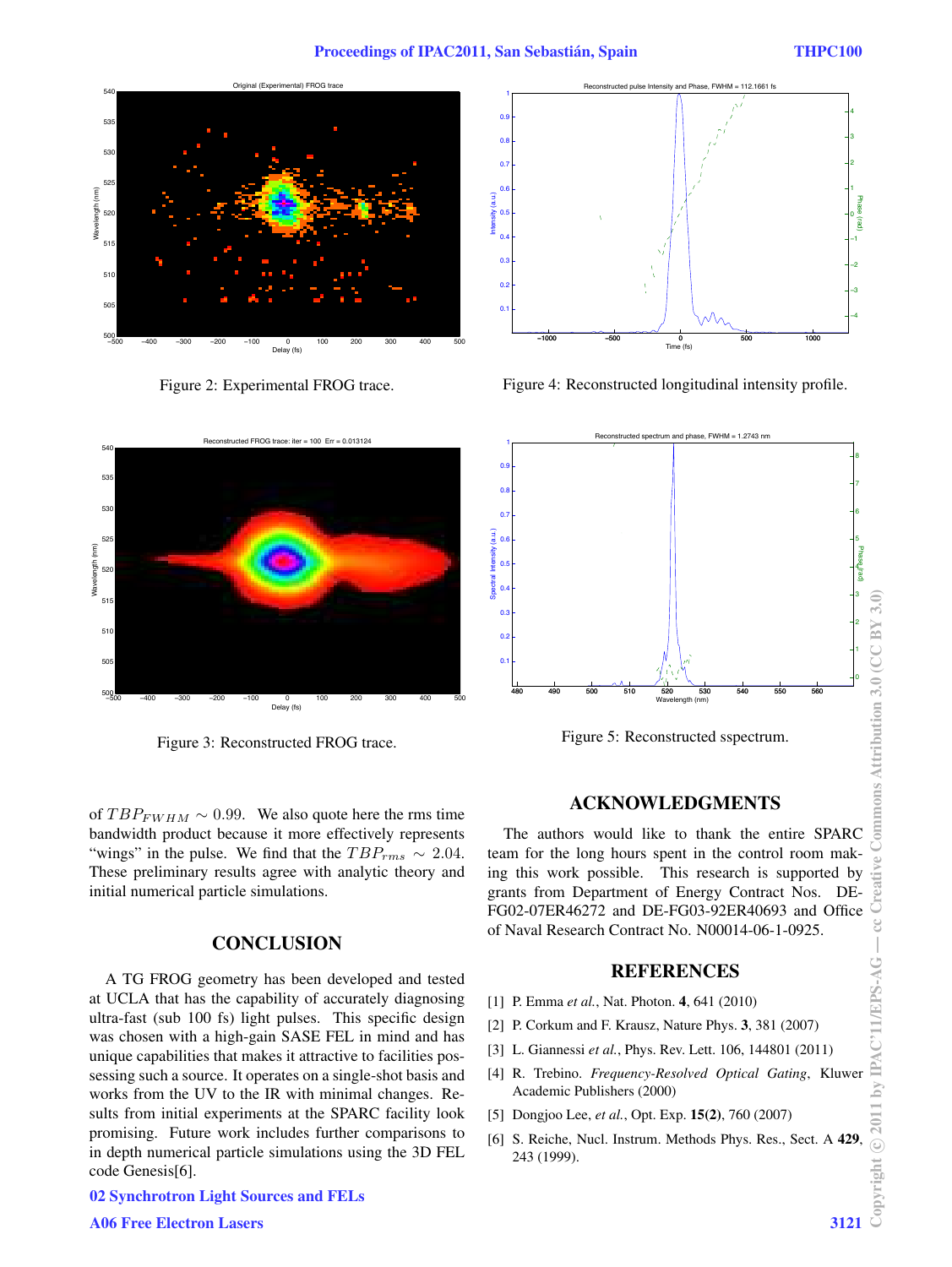Original (Experimental) FROG trace

540
535
530
525
520
515
510
505
500

Wavelength (nm)

−500 −400 −300 −200 −100 0 100 200 300 400 500

Delay (fs)

Figure 2: Experimental FROG trace.

Reconstructed FROG trace: iter = 100 Err = 0.013124

540
535
530
525
520
515
510
505
500

Wavelength (nm)

−500 −400 −300 −200 −100 0 100 200 300 400 500

Delay (fs)

Figure 3: Reconstructed FROG trace.

Reconstructed pulse Intensity and Phase, FWHM = 112.1661 fs

Intensity (a.u.)

1
0.9
0.8
0.7
0.6
0.5
0.4
0.3
0.2
0.1

Phase (rad)

4
3
2
1
0
−1
−2
−3
−4

−1000 −500 0 500 1000

Time (fs)

Figure 4: Reconstructed longitudinal intensity profile.

Reconstructed spectrum and phase, FWHM = 1.2743 nm

Spectral Intensity (a.u.)

1
0.9
0.8
0.7
0.6
0.5
0.4
0.3
0.2
0.1

Phase (rad)

8
7
6
5
4
3
2
1
0

480 490 500 510 520 530 540 550 560

Wavelength (nm)

Figure 5: Reconstructed sspectrum.

of $TBP_{FWHM} \sim 0.99$. We also quote here the rms time bandwidth product because it more effectively represents "wings" in the pulse. We find that the $TBP_{rms} \sim 2.04$. These preliminary results agree with analytic theory and initial numerical particle simulations.

## CONCLUSION

A TG FROG geometry has been developed and tested at UCLA that has the capability of accurately diagnosing ultra-fast (sub 100 fs) light pulses. This specific design was chosen with a high-gain SASE FEL in mind and has unique capabilities that makes it attractive to facilities possessing such a source. It operates on a single-shot basis and works from the UV to the IR with minimal changes. Results from initial experiments at the SPARC facility look promising. Future work includes further comparisons to in depth numerical particle simulations using the 3D FEL code Genesis[6].

## ACKNOWLEDGMENTS

The authors would like to thank the entire SPARC team for the long hours spent in the control room making this work possible. This research is supported by grants from Department of Energy Contract Nos. DE-FG02-07ER46272 and DE-FG03-92ER40693 and Office of Naval Research Contract No. N00014-06-1-0925.

## REFERENCES

[1] P. Emma *et al.*, Nat. Photon. **4**, 641 (2010)

[2] P. Corkum and F. Krausz, Nature Phys. **3**, 381 (2007)

[3] L. Giannessi *et al.*, Phys. Rev. Lett. 106, 144801 (2011)

[4] R. Trebino. *Frequency-Resolved Optical Gating*, Kluwer Academic Publishers (2000)

[5] Dongjoo Lee, *et al.*, Opt. Exp. **15(2)**, 760 (2007)

[6] S. Reiche, Nucl. Instrum. Methods Phys. Res., Sect. A **429**, 243 (1999).